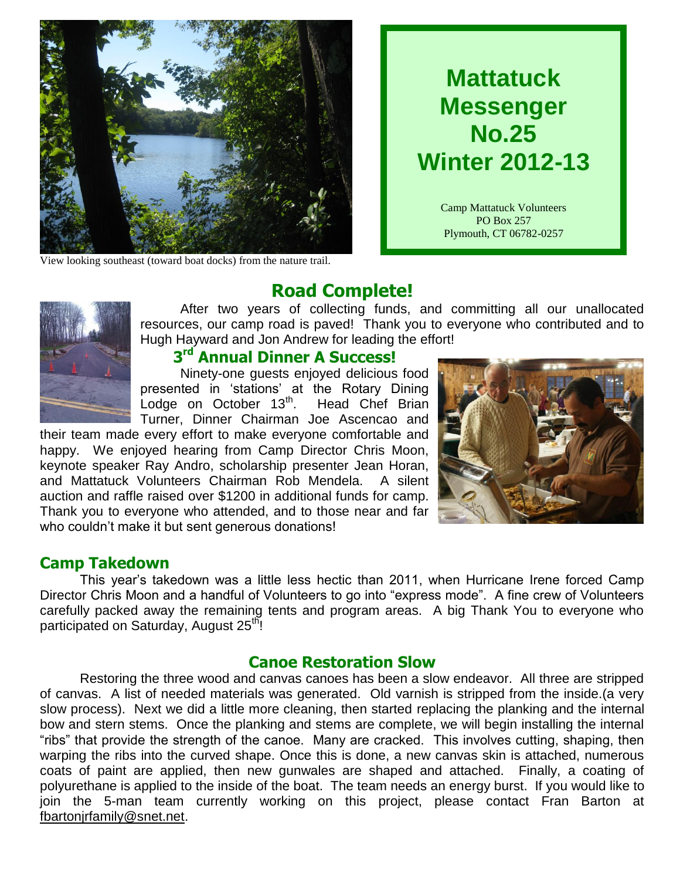View looking southeast (toward boat docks) from the nature trail.

# Mattatuck Messenger No.25 Winter 2012-13

Camp Mattatuck Volunteers
PO Box 257
Plymouth, CT 06782-0257

## Road Complete!

After two years of collecting funds, and committing all our unallocated resources, our camp road is paved! Thank you to everyone who contributed and to Hugh Hayward and Jon Andrew for leading the effort!

## 3rd Annual Dinner A Success!

Ninety-one guests enjoyed delicious food presented in 'stations' at the Rotary Dining Lodge on October 13th. Head Chef Brian Turner, Dinner Chairman Joe Ascencao and their team made every effort to make everyone comfortable and happy. We enjoyed hearing from Camp Director Chris Moon, keynote speaker Ray Andro, scholarship presenter Jean Horan, and Mattatuck Volunteers Chairman Rob Mendela. A silent auction and raffle raised over $1200 in additional funds for camp. Thank you to everyone who attended, and to those near and far who couldn't make it but sent generous donations!

## Camp Takedown

This year's takedown was a little less hectic than 2011, when Hurricane Irene forced Camp Director Chris Moon and a handful of Volunteers to go into "express mode". A fine crew of Volunteers carefully packed away the remaining tents and program areas. A big Thank You to everyone who participated on Saturday, August 25th!

## Canoe Restoration Slow

Restoring the three wood and canvas canoes has been a slow endeavor. All three are stripped of canvas. A list of needed materials was generated. Old varnish is stripped from the inside.(a very slow process). Next we did a little more cleaning, then started replacing the planking and the internal bow and stern stems. Once the planking and stems are complete, we will begin installing the internal "ribs" that provide the strength of the canoe. Many are cracked. This involves cutting, shaping, then warping the ribs into the curved shape. Once this is done, a new canvas skin is attached, numerous coats of paint are applied, then new gunwales are shaped and attached. Finally, a coating of polyurethane is applied to the inside of the boat. The team needs an energy burst. If you would like to join the 5-man team currently working on this project, please contact Fran Barton at fbartonjrfamily@snet.net.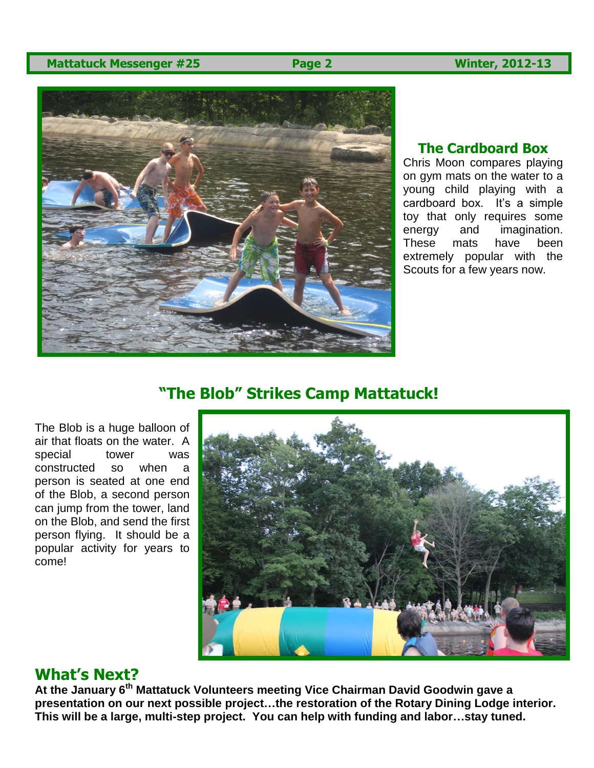## The Cardboard Box

Chris Moon compares playing on gym mats on the water to a young child playing with a cardboard box. It's a simple toy that only requires some energy and imagination. These mats have been extremely popular with the Scouts for a few years now.

## "The Blob" Strikes Camp Mattatuck!

The Blob is a huge balloon of air that floats on the water. A special tower was constructed so when a person is seated at one end of the Blob, a second person can jump from the tower, land on the Blob, and send the first person flying. It should be a popular activity for years to come!

## What's Next?

**At the January 6th Mattatuck Volunteers meeting Vice Chairman David Goodwin gave a presentation on our next possible project…the restoration of the Rotary Dining Lodge interior. This will be a large, multi-step project. You can help with funding and labor…stay tuned.**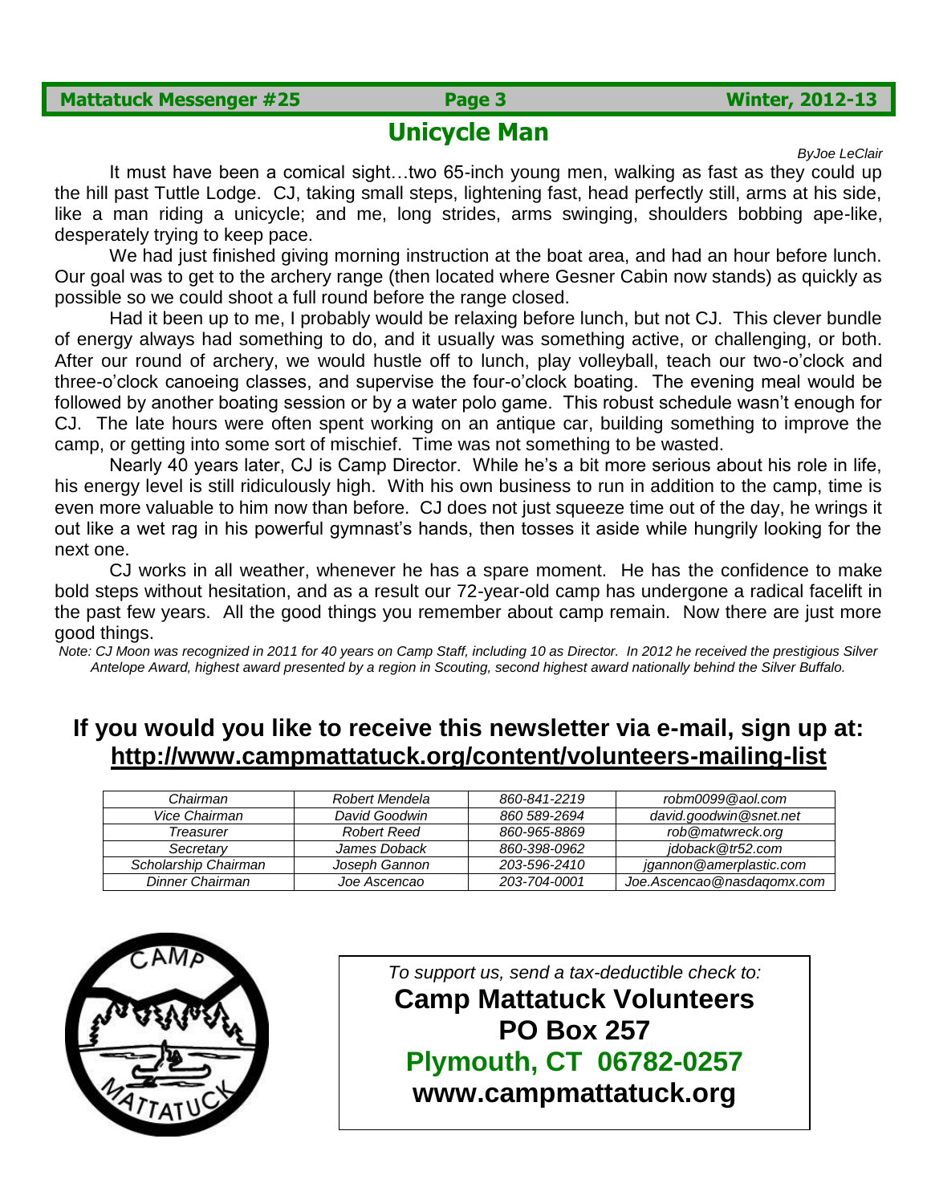## Unicycle Man

*ByJoe LeClair*

It must have been a comical sight…two 65-inch young men, walking as fast as they could up the hill past Tuttle Lodge. CJ, taking small steps, lightening fast, head perfectly still, arms at his side, like a man riding a unicycle; and me, long strides, arms swinging, shoulders bobbing ape-like, desperately trying to keep pace.

We had just finished giving morning instruction at the boat area, and had an hour before lunch. Our goal was to get to the archery range (then located where Gesner Cabin now stands) as quickly as possible so we could shoot a full round before the range closed.

Had it been up to me, I probably would be relaxing before lunch, but not CJ. This clever bundle of energy always had something to do, and it usually was something active, or challenging, or both. After our round of archery, we would hustle off to lunch, play volleyball, teach our two-o'clock and three-o'clock canoeing classes, and supervise the four-o'clock boating. The evening meal would be followed by another boating session or by a water polo game. This robust schedule wasn't enough for CJ. The late hours were often spent working on an antique car, building something to improve the camp, or getting into some sort of mischief. Time was not something to be wasted.

Nearly 40 years later, CJ is Camp Director. While he's a bit more serious about his role in life, his energy level is still ridiculously high. With his own business to run in addition to the camp, time is even more valuable to him now than before. CJ does not just squeeze time out of the day, he wrings it out like a wet rag in his powerful gymnast's hands, then tosses it aside while hungrily looking for the next one.

CJ works in all weather, whenever he has a spare moment. He has the confidence to make bold steps without hesitation, and as a result our 72-year-old camp has undergone a radical facelift in the past few years. All the good things you remember about camp remain. Now there are just more good things.

*Note: CJ Moon was recognized in 2011 for 40 years on Camp Staff, including 10 as Director. In 2012 he received the prestigious Silver Antelope Award, highest award presented by a region in Scouting, second highest award nationally behind the Silver Buffalo.*

### If you would you like to receive this newsletter via e-mail, sign up at: http://www.campmattatuck.org/content/volunteers-mailing-list

| | | | |
|---|---|---|---|
| Chairman | Robert Mendela | 860-841-2219 | robm0099@aol.com |
| Vice Chairman | David Goodwin | 860 589-2694 | david.goodwin@snet.net |
| Treasurer | Robert Reed | 860-965-8869 | rob@matwreck.org |
| Secretary | James Doback | 860-398-0962 | jdoback@tr52.com |
| Scholarship Chairman | Joseph Gannon | 203-596-2410 | jgannon@amerplastic.com |
| Dinner Chairman | Joe Ascencao | 203-704-0001 | Joe.Ascencao@nasdaqomx.com |

CAMP MATTATUCK

*To support us, send a tax-deductible check to:*

**Camp Mattatuck Volunteers**
**PO Box 257**
**Plymouth, CT 06782-0257**
**www.campmattatuck.org**